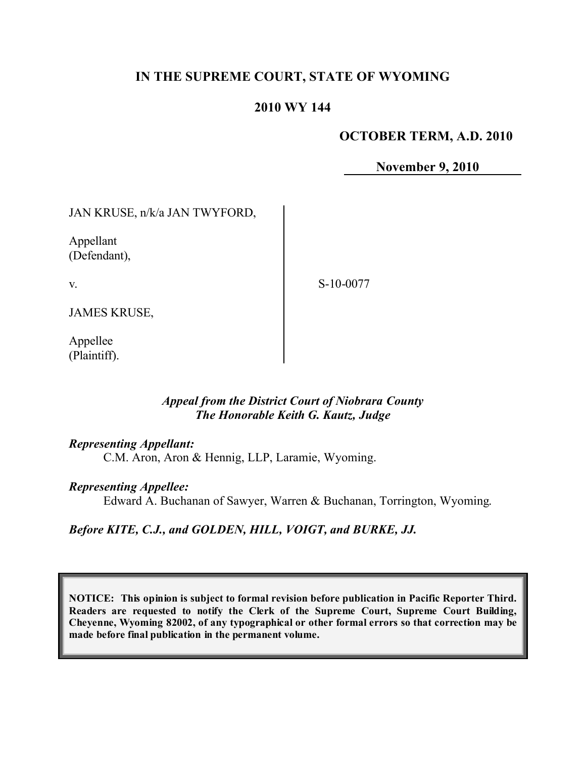# IN THE SUPREME COURT, STATE OF WYOMING

## 2010 WY 144

**OCTOBER TERM, A.D. 2010**

**November 9, 2010**

JAN KRUSE, n/k/a JAN TWYFORD,

Appellant
(Defendant),

v.

JAMES KRUSE,

Appellee
(Plaintiff).

S-10-0077

*Appeal from the District Court of Niobrara County*
*The Honorable Keith G. Kautz, Judge*

***Representing Appellant:***
C.M. Aron, Aron & Hennig, LLP, Laramie, Wyoming.

***Representing Appellee:***
Edward A. Buchanan of Sawyer, Warren & Buchanan, Torrington, Wyoming.

***Before KITE, C.J., and GOLDEN, HILL, VOIGT, and BURKE, JJ.***

**NOTICE: This opinion is subject to formal revision before publication in Pacific Reporter Third. Readers are requested to notify the Clerk of the Supreme Court, Supreme Court Building, Cheyenne, Wyoming 82002, of any typographical or other formal errors so that correction may be made before final publication in the permanent volume.**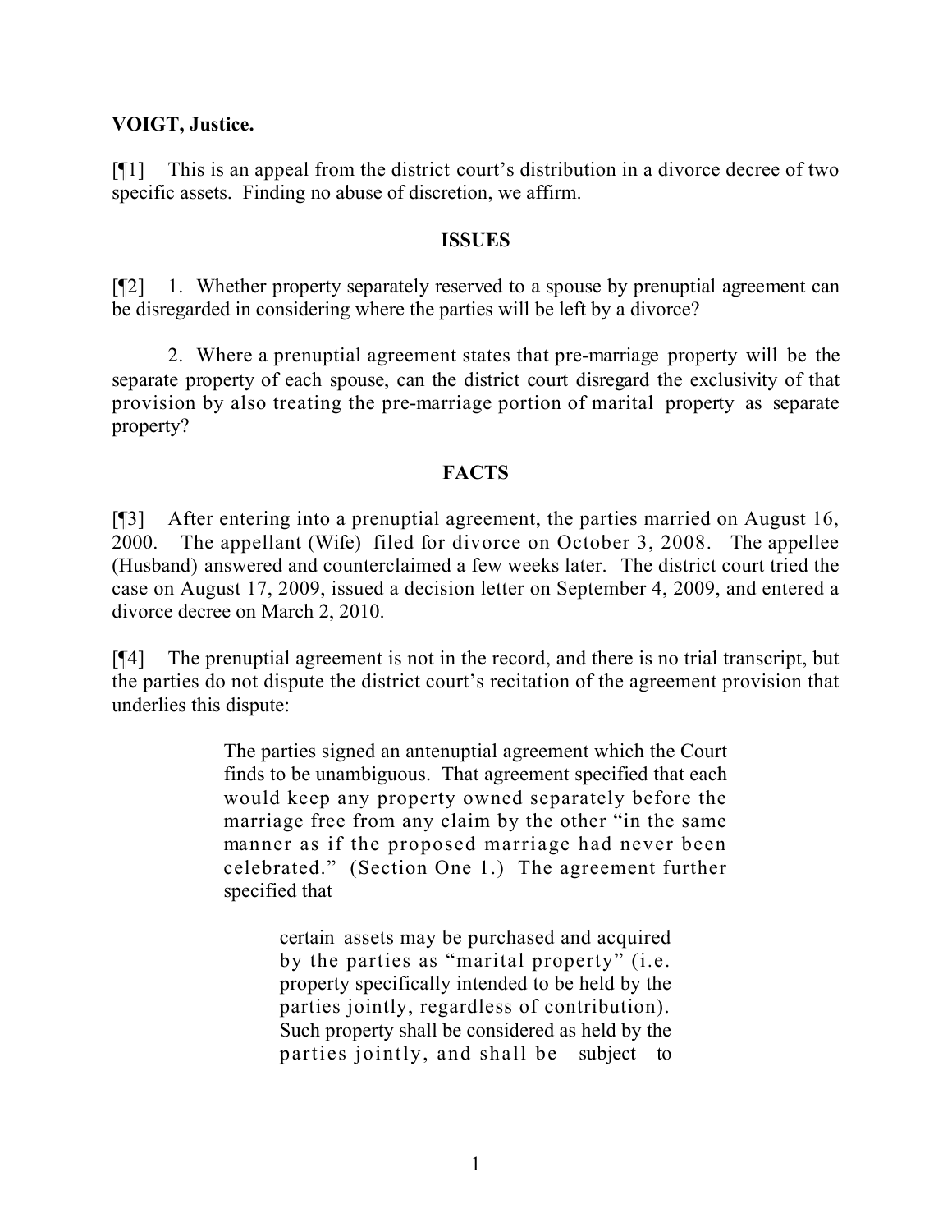**VOIGT, Justice.**

[¶1] This is an appeal from the district court's distribution in a divorce decree of two specific assets. Finding no abuse of discretion, we affirm.

## ISSUES

[¶2] 1. Whether property separately reserved to a spouse by prenuptial agreement can be disregarded in considering where the parties will be left by a divorce?

2. Where a prenuptial agreement states that pre-marriage property will be the separate property of each spouse, can the district court disregard the exclusivity of that provision by also treating the pre-marriage portion of marital property as separate property?

## FACTS

[¶3] After entering into a prenuptial agreement, the parties married on August 16, 2000. The appellant (Wife) filed for divorce on October 3, 2008. The appellee (Husband) answered and counterclaimed a few weeks later. The district court tried the case on August 17, 2009, issued a decision letter on September 4, 2009, and entered a divorce decree on March 2, 2010.

[¶4] The prenuptial agreement is not in the record, and there is no trial transcript, but the parties do not dispute the district court's recitation of the agreement provision that underlies this dispute:

> The parties signed an antenuptial agreement which the Court finds to be unambiguous. That agreement specified that each would keep any property owned separately before the marriage free from any claim by the other "in the same manner as if the proposed marriage had never been celebrated." (Section One 1.) The agreement further specified that
>
> > certain assets may be purchased and acquired by the parties as "marital property" (i.e. property specifically intended to be held by the parties jointly, regardless of contribution). Such property shall be considered as held by the parties jointly, and shall be subject to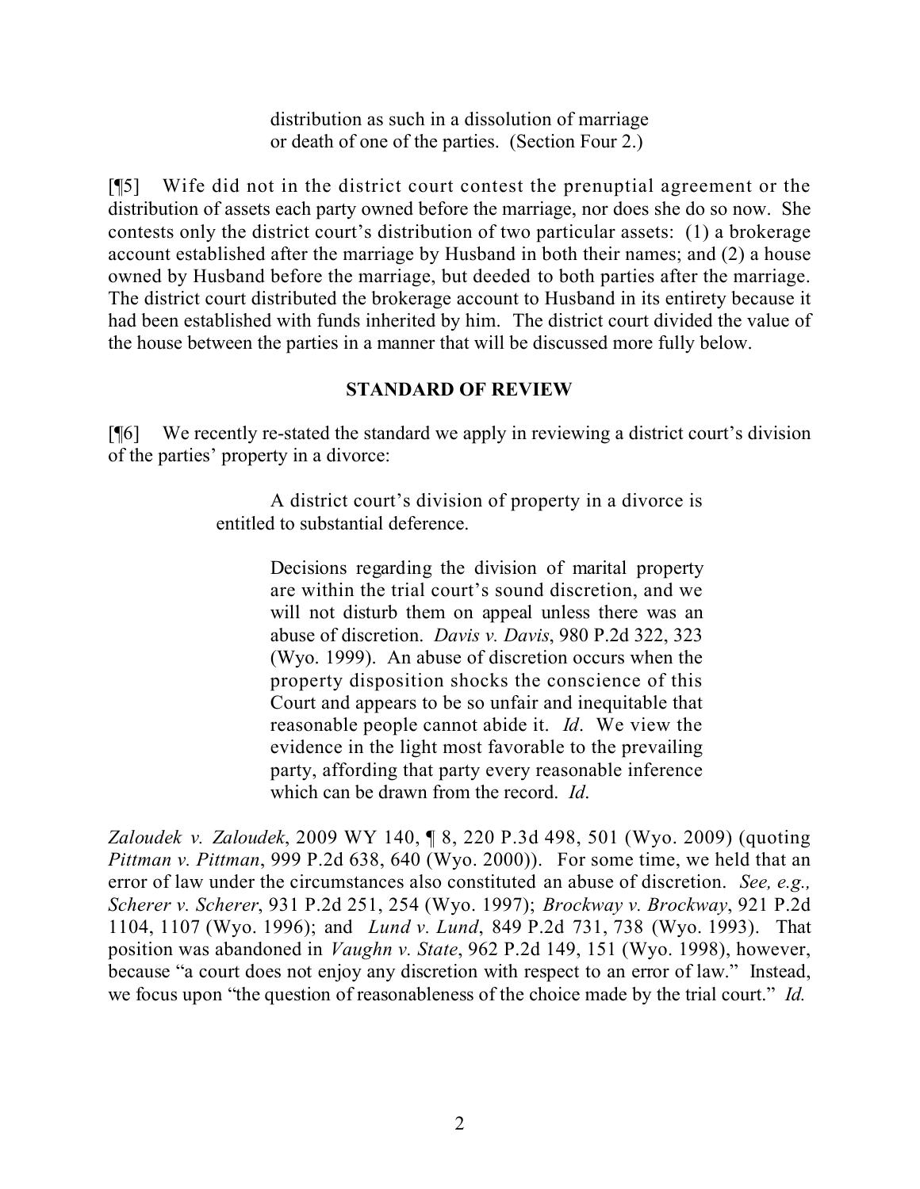> distribution as such in a dissolution of marriage or death of one of the parties. (Section Four 2.)

[¶5] Wife did not in the district court contest the prenuptial agreement or the distribution of assets each party owned before the marriage, nor does she do so now. She contests only the district court's distribution of two particular assets: (1) a brokerage account established after the marriage by Husband in both their names; and (2) a house owned by Husband before the marriage, but deeded to both parties after the marriage. The district court distributed the brokerage account to Husband in its entirety because it had been established with funds inherited by him. The district court divided the value of the house between the parties in a manner that will be discussed more fully below.

## STANDARD OF REVIEW

[¶6] We recently re-stated the standard we apply in reviewing a district court's division of the parties' property in a divorce:

> A district court's division of property in a divorce is entitled to substantial deference.
>
> > Decisions regarding the division of marital property are within the trial court's sound discretion, and we will not disturb them on appeal unless there was an abuse of discretion. *Davis v. Davis*, 980 P.2d 322, 323 (Wyo. 1999). An abuse of discretion occurs when the property disposition shocks the conscience of this Court and appears to be so unfair and inequitable that reasonable people cannot abide it. *Id*. We view the evidence in the light most favorable to the prevailing party, affording that party every reasonable inference which can be drawn from the record. *Id*.

*Zaloudek v. Zaloudek*, 2009 WY 140, ¶ 8, 220 P.3d 498, 501 (Wyo. 2009) (quoting *Pittman v. Pittman*, 999 P.2d 638, 640 (Wyo. 2000)). For some time, we held that an error of law under the circumstances also constituted an abuse of discretion. *See, e.g., Scherer v. Scherer*, 931 P.2d 251, 254 (Wyo. 1997); *Brockway v. Brockway*, 921 P.2d 1104, 1107 (Wyo. 1996); and *Lund v. Lund*, 849 P.2d 731, 738 (Wyo. 1993). That position was abandoned in *Vaughn v. State*, 962 P.2d 149, 151 (Wyo. 1998), however, because "a court does not enjoy any discretion with respect to an error of law." Instead, we focus upon "the question of reasonableness of the choice made by the trial court." *Id.*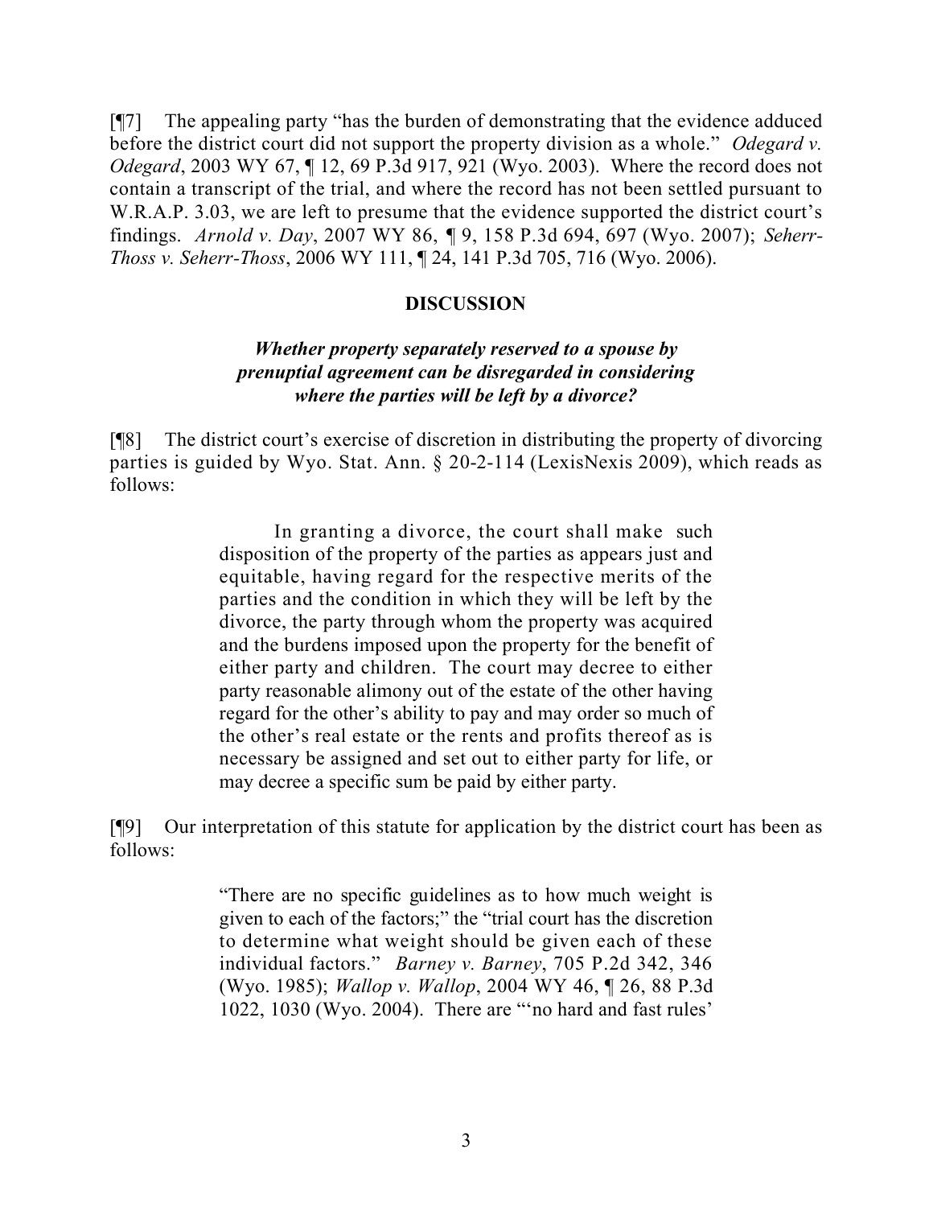[¶7] The appealing party "has the burden of demonstrating that the evidence adduced before the district court did not support the property division as a whole." *Odegard v. Odegard*, 2003 WY 67, ¶ 12, 69 P.3d 917, 921 (Wyo. 2003). Where the record does not contain a transcript of the trial, and where the record has not been settled pursuant to W.R.A.P. 3.03, we are left to presume that the evidence supported the district court's findings. *Arnold v. Day*, 2007 WY 86, ¶ 9, 158 P.3d 694, 697 (Wyo. 2007); *Seherr-Thoss v. Seherr-Thoss*, 2006 WY 111, ¶ 24, 141 P.3d 705, 716 (Wyo. 2006).

## DISCUSSION

### *Whether property separately reserved to a spouse by prenuptial agreement can be disregarded in considering where the parties will be left by a divorce?*

[¶8] The district court's exercise of discretion in distributing the property of divorcing parties is guided by Wyo. Stat. Ann. § 20-2-114 (LexisNexis 2009), which reads as follows:

> In granting a divorce, the court shall make such disposition of the property of the parties as appears just and equitable, having regard for the respective merits of the parties and the condition in which they will be left by the divorce, the party through whom the property was acquired and the burdens imposed upon the property for the benefit of either party and children. The court may decree to either party reasonable alimony out of the estate of the other having regard for the other's ability to pay and may order so much of the other's real estate or the rents and profits thereof as is necessary be assigned and set out to either party for life, or may decree a specific sum be paid by either party.

[¶9] Our interpretation of this statute for application by the district court has been as follows:

> "There are no specific guidelines as to how much weight is given to each of the factors;" the "trial court has the discretion to determine what weight should be given each of these individual factors." *Barney v. Barney*, 705 P.2d 342, 346 (Wyo. 1985); *Wallop v. Wallop*, 2004 WY 46, ¶ 26, 88 P.3d 1022, 1030 (Wyo. 2004). There are "'no hard and fast rules'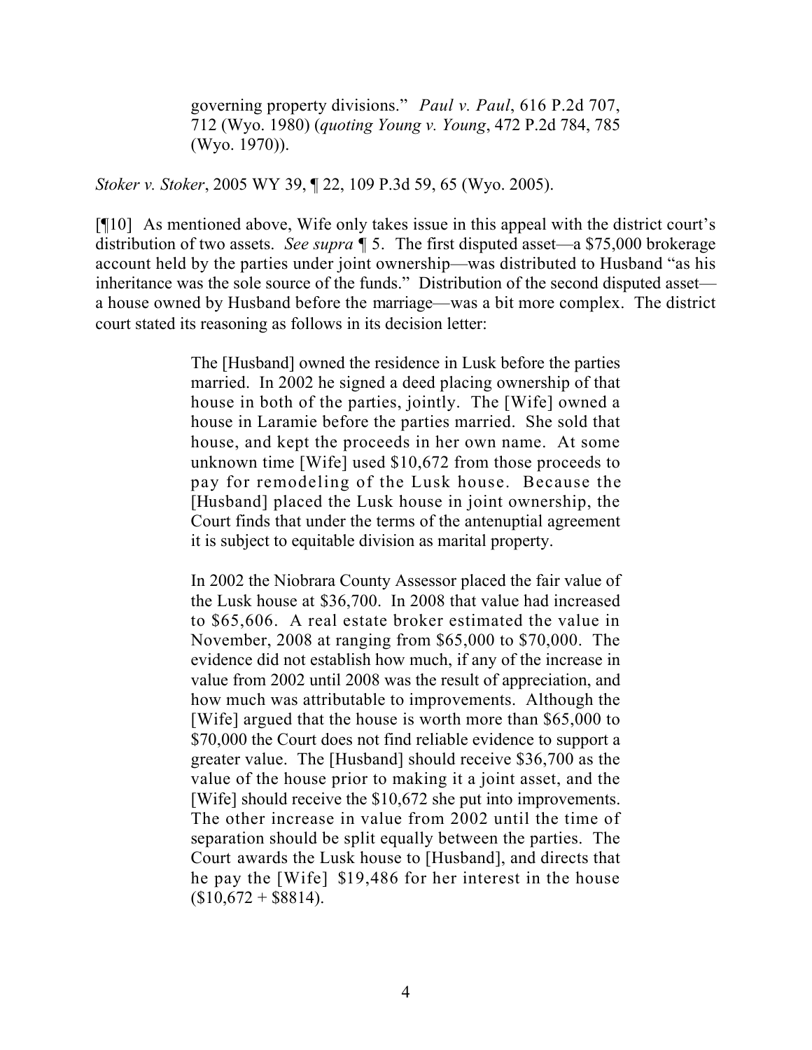> governing property divisions." *Paul v. Paul*, 616 P.2d 707, 712 (Wyo. 1980) (*quoting Young v. Young*, 472 P.2d 784, 785 (Wyo. 1970)).

*Stoker v. Stoker*, 2005 WY 39, ¶ 22, 109 P.3d 59, 65 (Wyo. 2005).

[¶10] As mentioned above, Wife only takes issue in this appeal with the district court's distribution of two assets. *See supra* ¶ 5. The first disputed asset—a $75,000 brokerage account held by the parties under joint ownership—was distributed to Husband "as his inheritance was the sole source of the funds." Distribution of the second disputed asset—a house owned by Husband before the marriage—was a bit more complex. The district court stated its reasoning as follows in its decision letter:

> The [Husband] owned the residence in Lusk before the parties married. In 2002 he signed a deed placing ownership of that house in both of the parties, jointly. The [Wife] owned a house in Laramie before the parties married. She sold that house, and kept the proceeds in her own name. At some unknown time [Wife] used $10,672 from those proceeds to pay for remodeling of the Lusk house. Because the [Husband] placed the Lusk house in joint ownership, the Court finds that under the terms of the antenuptial agreement it is subject to equitable division as marital property.
>
> In 2002 the Niobrara County Assessor placed the fair value of the Lusk house at $36,700. In 2008 that value had increased to $65,606. A real estate broker estimated the value in November, 2008 at ranging from $65,000 to $70,000. The evidence did not establish how much, if any of the increase in value from 2002 until 2008 was the result of appreciation, and how much was attributable to improvements. Although the [Wife] argued that the house is worth more than $65,000 to $70,000 the Court does not find reliable evidence to support a greater value. The [Husband] should receive $36,700 as the value of the house prior to making it a joint asset, and the [Wife] should receive the $10,672 she put into improvements. The other increase in value from 2002 until the time of separation should be split equally between the parties. The Court awards the Lusk house to [Husband], and directs that he pay the [Wife] $19,486 for her interest in the house ($10,672 + $8814).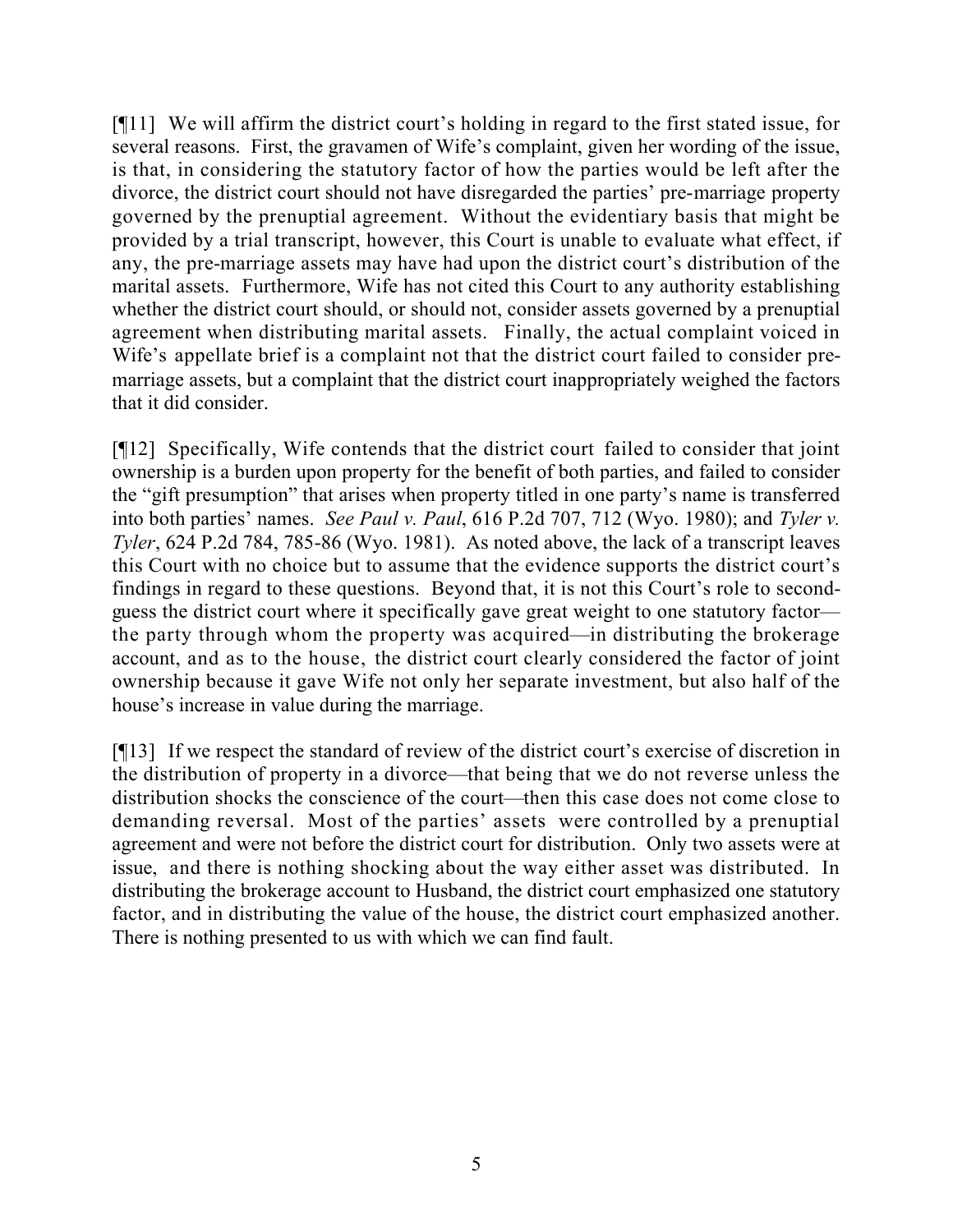[¶11] We will affirm the district court's holding in regard to the first stated issue, for several reasons. First, the gravamen of Wife's complaint, given her wording of the issue, is that, in considering the statutory factor of how the parties would be left after the divorce, the district court should not have disregarded the parties' pre-marriage property governed by the prenuptial agreement. Without the evidentiary basis that might be provided by a trial transcript, however, this Court is unable to evaluate what effect, if any, the pre-marriage assets may have had upon the district court's distribution of the marital assets. Furthermore, Wife has not cited this Court to any authority establishing whether the district court should, or should not, consider assets governed by a prenuptial agreement when distributing marital assets. Finally, the actual complaint voiced in Wife's appellate brief is a complaint not that the district court failed to consider pre-marriage assets, but a complaint that the district court inappropriately weighed the factors that it did consider.

[¶12] Specifically, Wife contends that the district court failed to consider that joint ownership is a burden upon property for the benefit of both parties, and failed to consider the "gift presumption" that arises when property titled in one party's name is transferred into both parties' names. *See Paul v. Paul*, 616 P.2d 707, 712 (Wyo. 1980); and *Tyler v. Tyler*, 624 P.2d 784, 785-86 (Wyo. 1981). As noted above, the lack of a transcript leaves this Court with no choice but to assume that the evidence supports the district court's findings in regard to these questions. Beyond that, it is not this Court's role to second-guess the district court where it specifically gave great weight to one statutory factor—the party through whom the property was acquired—in distributing the brokerage account, and as to the house, the district court clearly considered the factor of joint ownership because it gave Wife not only her separate investment, but also half of the house's increase in value during the marriage.

[¶13] If we respect the standard of review of the district court's exercise of discretion in the distribution of property in a divorce—that being that we do not reverse unless the distribution shocks the conscience of the court—then this case does not come close to demanding reversal. Most of the parties' assets were controlled by a prenuptial agreement and were not before the district court for distribution. Only two assets were at issue, and there is nothing shocking about the way either asset was distributed. In distributing the brokerage account to Husband, the district court emphasized one statutory factor, and in distributing the value of the house, the district court emphasized another. There is nothing presented to us with which we can find fault.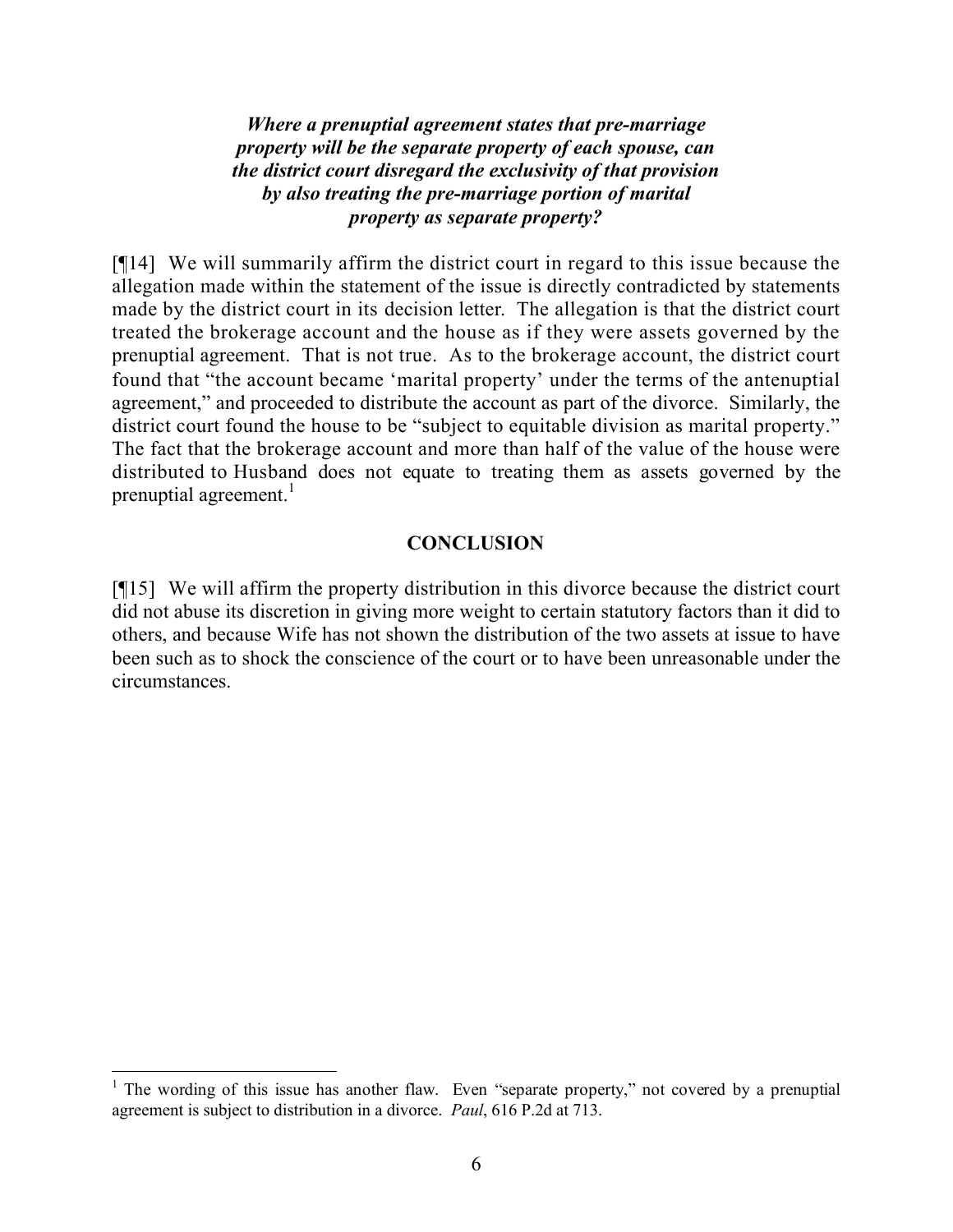***Where a prenuptial agreement states that pre-marriage property will be the separate property of each spouse, can the district court disregard the exclusivity of that provision by also treating the pre-marriage portion of marital property as separate property?***

[¶14] We will summarily affirm the district court in regard to this issue because the allegation made within the statement of the issue is directly contradicted by statements made by the district court in its decision letter. The allegation is that the district court treated the brokerage account and the house as if they were assets governed by the prenuptial agreement. That is not true. As to the brokerage account, the district court found that "the account became 'marital property' under the terms of the antenuptial agreement," and proceeded to distribute the account as part of the divorce. Similarly, the district court found the house to be "subject to equitable division as marital property." The fact that the brokerage account and more than half of the value of the house were distributed to Husband does not equate to treating them as assets governed by the prenuptial agreement.[1]

## CONCLUSION

[¶15] We will affirm the property distribution in this divorce because the district court did not abuse its discretion in giving more weight to certain statutory factors than it did to others, and because Wife has not shown the distribution of the two assets at issue to have been such as to shock the conscience of the court or to have been unreasonable under the circumstances.

---

[1] The wording of this issue has another flaw. Even "separate property," not covered by a prenuptial agreement is subject to distribution in a divorce. *Paul*, 616 P.2d at 713.